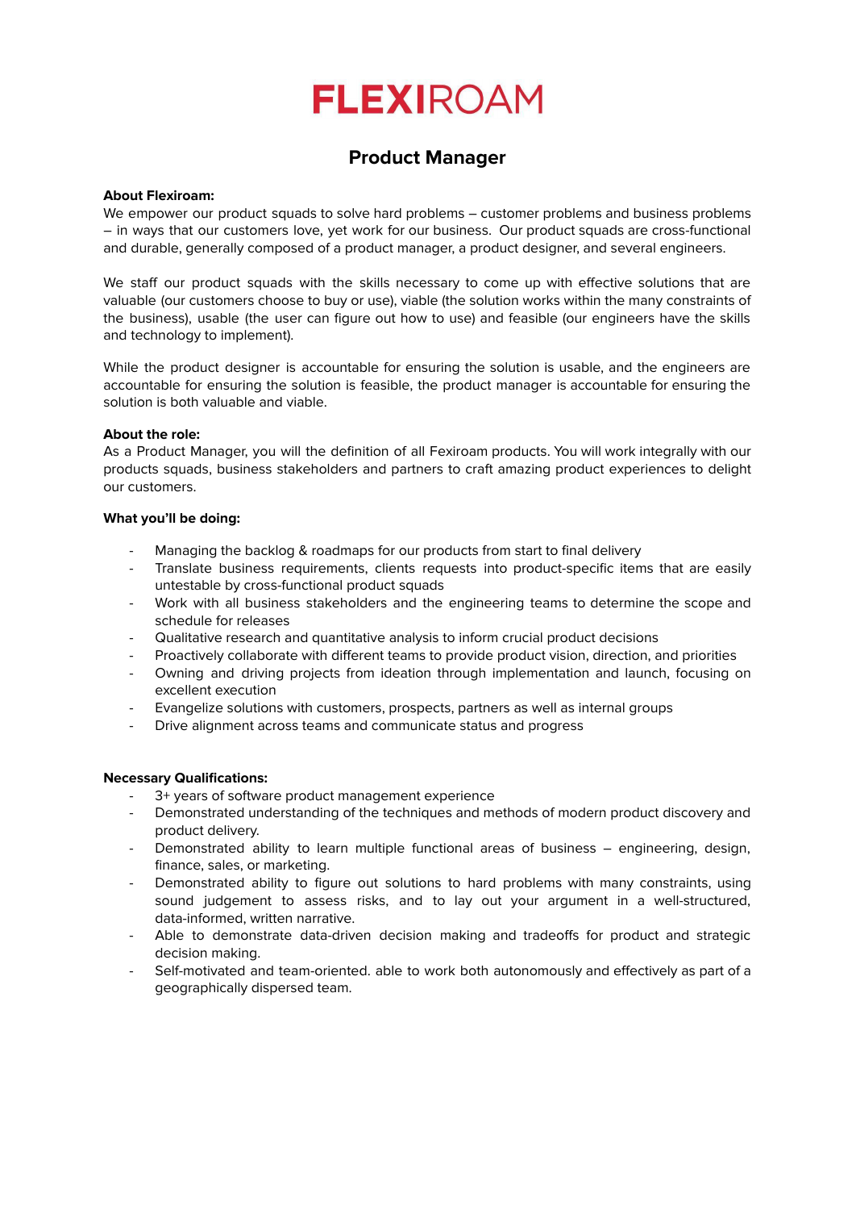# FLEXIROAM

## Product Manager

**About Flexiroam:**
We empower our product squads to solve hard problems – customer problems and business problems – in ways that our customers love, yet work for our business. Our product squads are cross-functional and durable, generally composed of a product manager, a product designer, and several engineers.

We staff our product squads with the skills necessary to come up with effective solutions that are valuable (our customers choose to buy or use), viable (the solution works within the many constraints of the business), usable (the user can figure out how to use) and feasible (our engineers have the skills and technology to implement).

While the product designer is accountable for ensuring the solution is usable, and the engineers are accountable for ensuring the solution is feasible, the product manager is accountable for ensuring the solution is both valuable and viable.

**About the role:**
As a Product Manager, you will the definition of all Fexiroam products. You will work integrally with our products squads, business stakeholders and partners to craft amazing product experiences to delight our customers.

**What you'll be doing:**

- Managing the backlog & roadmaps for our products from start to final delivery
- Translate business requirements, clients requests into product-specific items that are easily untestable by cross-functional product squads
- Work with all business stakeholders and the engineering teams to determine the scope and schedule for releases
- Qualitative research and quantitative analysis to inform crucial product decisions
- Proactively collaborate with different teams to provide product vision, direction, and priorities
- Owning and driving projects from ideation through implementation and launch, focusing on excellent execution
- Evangelize solutions with customers, prospects, partners as well as internal groups
- Drive alignment across teams and communicate status and progress

**Necessary Qualifications:**

- 3+ years of software product management experience
- Demonstrated understanding of the techniques and methods of modern product discovery and product delivery.
- Demonstrated ability to learn multiple functional areas of business – engineering, design, finance, sales, or marketing.
- Demonstrated ability to figure out solutions to hard problems with many constraints, using sound judgement to assess risks, and to lay out your argument in a well-structured, data-informed, written narrative.
- Able to demonstrate data-driven decision making and tradeoffs for product and strategic decision making.
- Self-motivated and team-oriented. able to work both autonomously and effectively as part of a geographically dispersed team.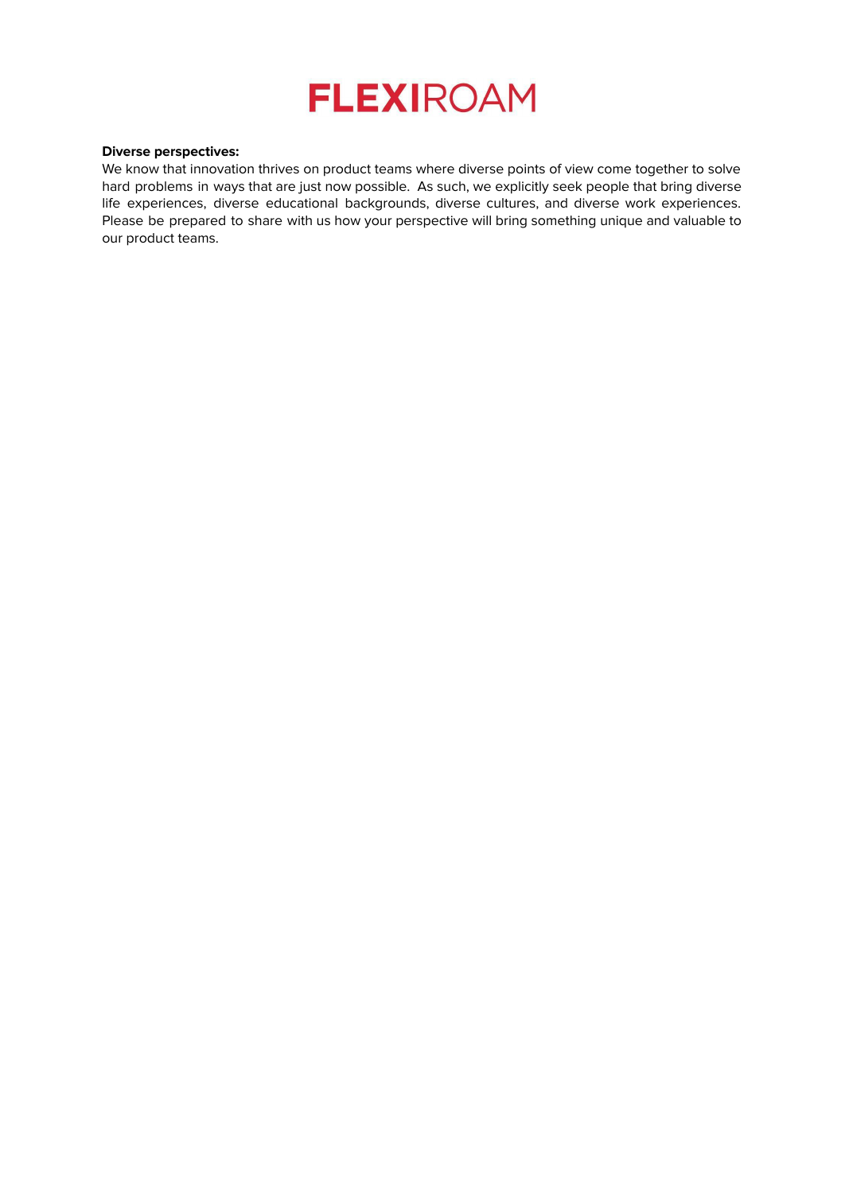**Diverse perspectives:**

We know that innovation thrives on product teams where diverse points of view come together to solve hard problems in ways that are just now possible. As such, we explicitly seek people that bring diverse life experiences, diverse educational backgrounds, diverse cultures, and diverse work experiences. Please be prepared to share with us how your perspective will bring something unique and valuable to our product teams.